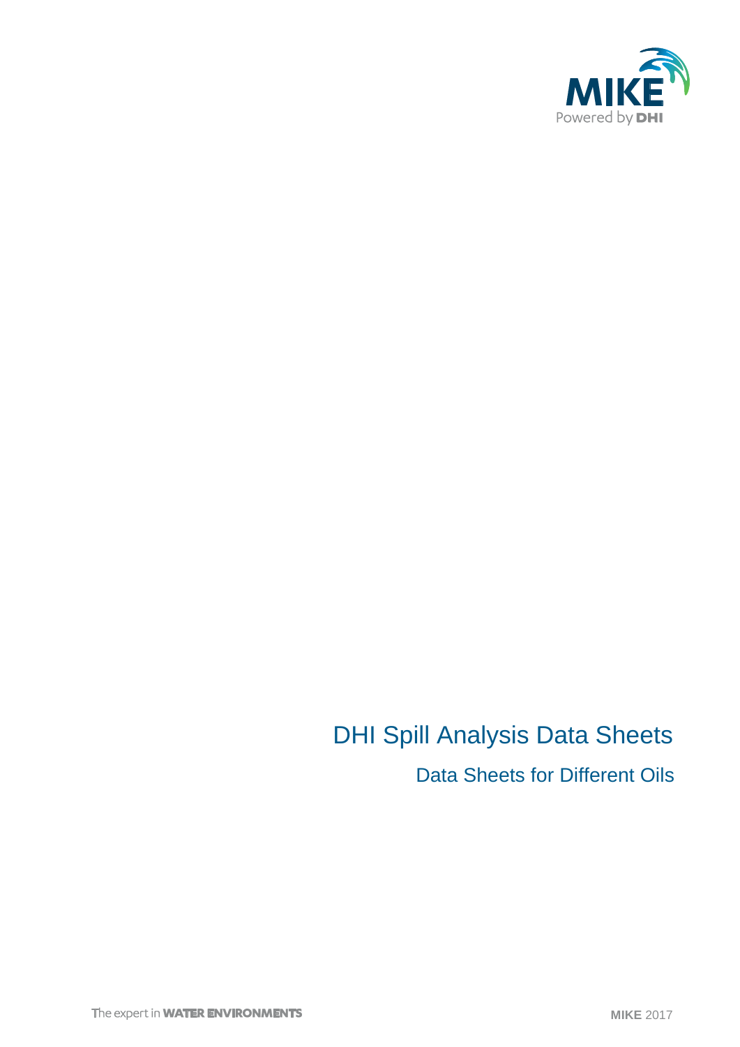# DHI Spill Analysis Data Sheets

## Data Sheets for Different Oils

The expert in **WATER ENVIRONMENTS**

**MIKE** 2017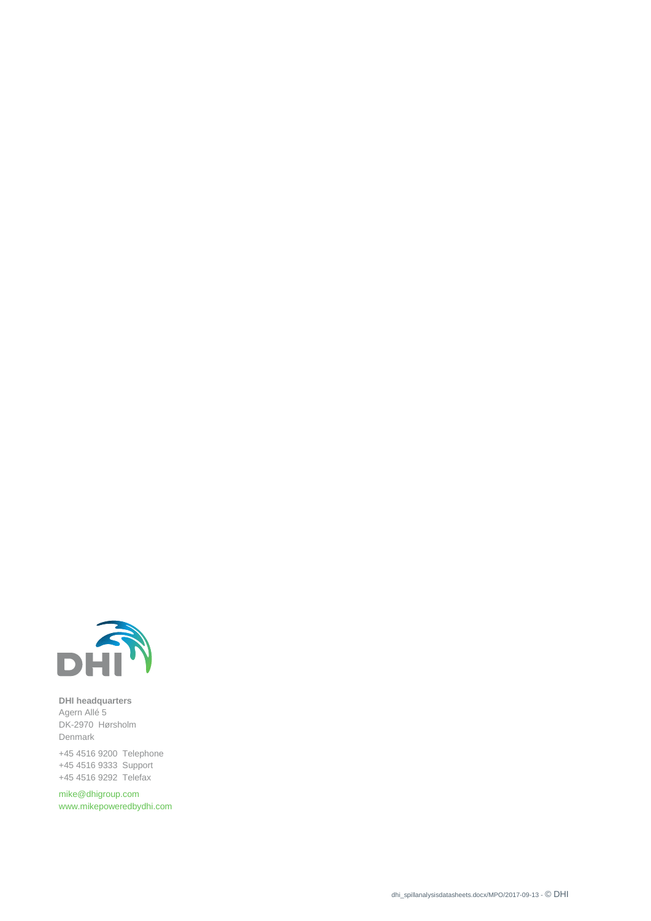**DHI headquarters**
Agern Allé 5
DK-2970 Hørsholm
Denmark

+45 4516 9200 Telephone
+45 4516 9333 Support
+45 4516 9292 Telefax

mike@dhigroup.com
www.mikepoweredbydhi.com

dhi_spillanalysisdatasheets.docx/MPO/2017-09-13 - © DHI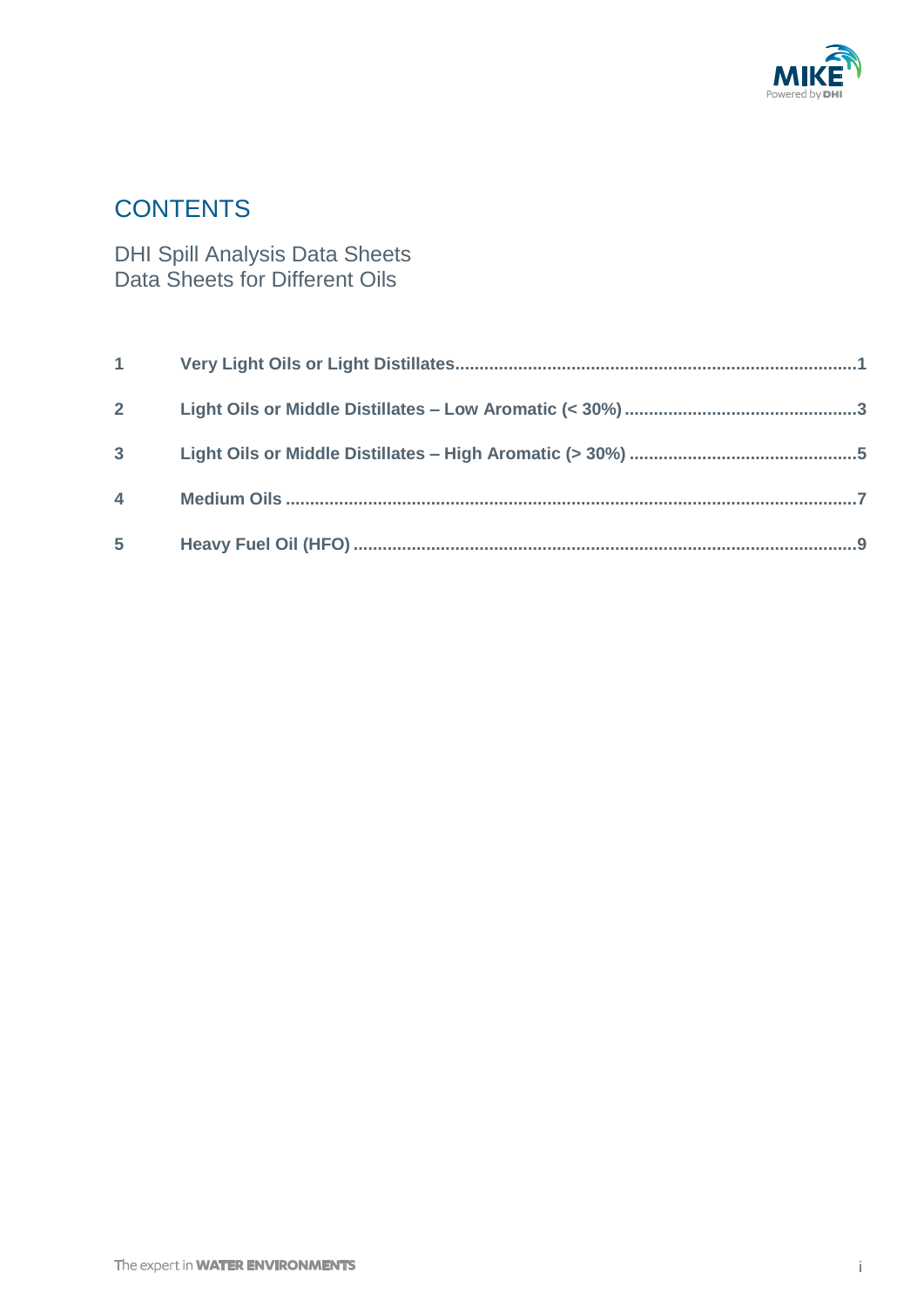# CONTENTS

DHI Spill Analysis Data Sheets
Data Sheets for Different Oils

| | | |
|---|---|---|
| 1 | Very Light Oils or Light Distillates | 1 |
| 2 | Light Oils or Middle Distillates – Low Aromatic (< 30%) | 3 |
| 3 | Light Oils or Middle Distillates – High Aromatic (> 30%) | 5 |
| 4 | Medium Oils | 7 |
| 5 | Heavy Fuel Oil (HFO) | 9 |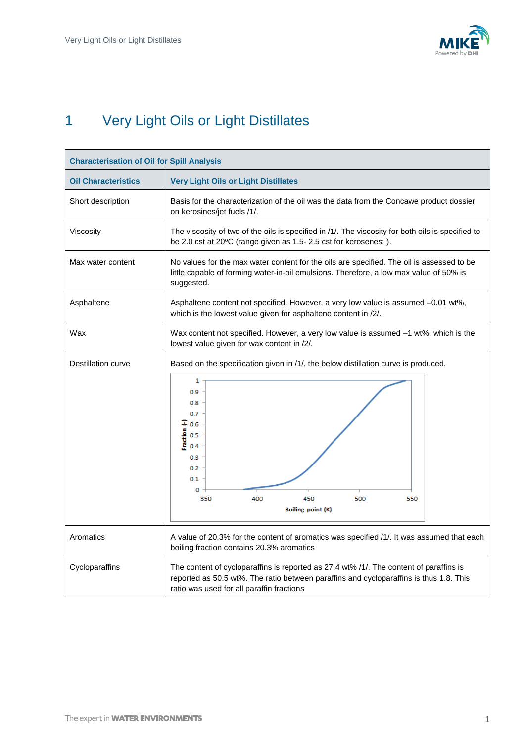# 1 Very Light Oils or Light Distillates

| Characterisation of Oil for Spill Analysis | |
|---|---|
| **Oil Characteristics** | **Very Light Oils or Light Distillates** |
| Short description | Basis for the characterization of the oil was the data from the Concawe product dossier on kerosines/jet fuels /1/. |
| Viscosity | The viscosity of two of the oils is specified in /1/. The viscosity for both oils is specified to be 2.0 cst at 20ºC (range given as 1.5- 2.5 cst for kerosenes; ). |
| Max water content | No values for the max water content for the oils are specified. The oil is assessed to be little capable of forming water-in-oil emulsions. Therefore, a low max value of 50% is suggested. |
| Asphaltene | Asphaltene content not specified. However, a very low value is assumed –0.01 wt%, which is the lowest value given for asphaltene content in /2/. |
| Wax | Wax content not specified. However, a very low value is assumed –1 wt%, which is the lowest value given for wax content in /2/. |
| Destillation curve | Based on the specification given in /1/, the below distillation curve is produced. |
| Aromatics | A value of 20.3% for the content of aromatics was specified /1/. It was assumed that each boiling fraction contains 20.3% aromatics |
| Cycloparaffins | The content of cycloparaffins is reported as 27.4 wt% /1/. The content of paraffins is reported as 50.5 wt%. The ratio between paraffins and cycloparaffins is thus 1.8. This ratio was used for all paraffin fractions |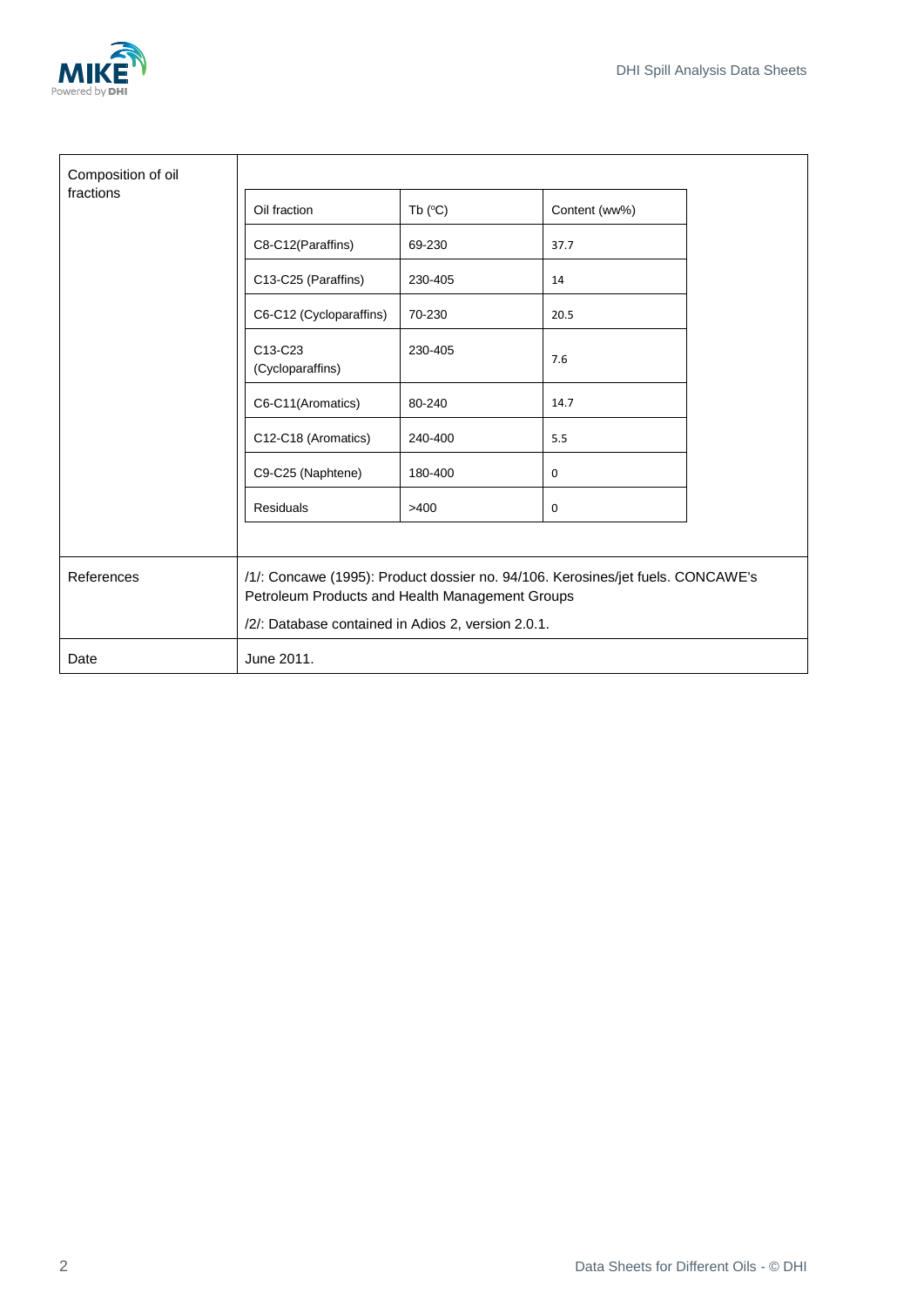| Composition of oil fractions | | | |
|---|---|---|---|
| | Oil fraction | Tb (ºC) | Content (ww%) |
| | C8-C12(Paraffins) | 69-230 | 37.7 |
| | C13-C25 (Paraffins) | 230-405 | 14 |
| | C6-C12 (Cycloparaffins) | 70-230 | 20.5 |
| | C13-C23 (Cycloparaffins) | 230-405 | 7.6 |
| | C6-C11(Aromatics) | 80-240 | 14.7 |
| | C12-C18 (Aromatics) | 240-400 | 5.5 |
| | C9-C25 (Naphtene) | 180-400 | 0 |
| | Residuals | >400 | 0 |

| | |
|---|---|
| References | /1/: Concawe (1995): Product dossier no. 94/106. Kerosines/jet fuels. CONCAWE's Petroleum Products and Health Management Groups<br>/2/: Database contained in Adios 2, version 2.0.1. |
| Date | June 2011. |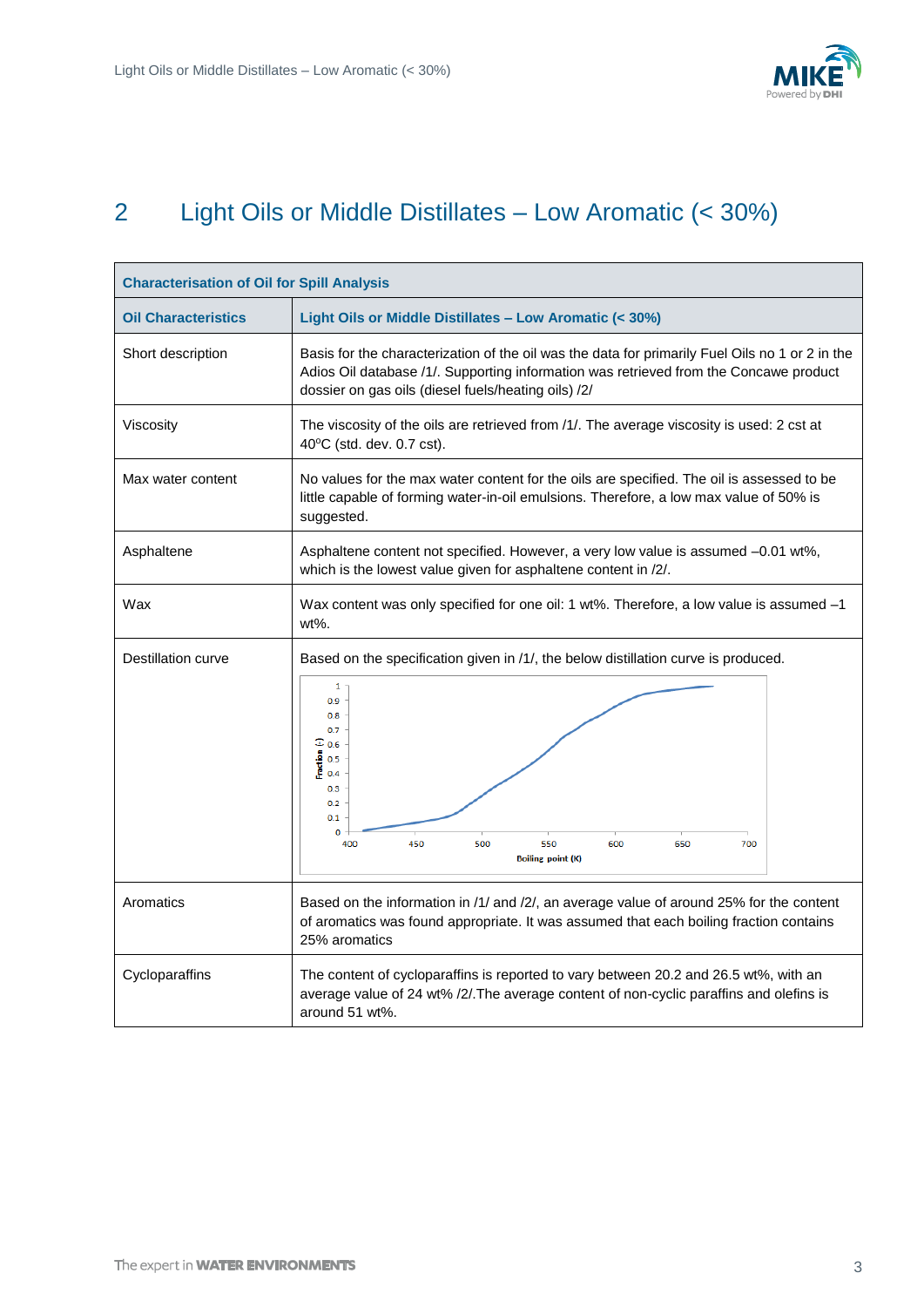# 2 Light Oils or Middle Distillates – Low Aromatic (< 30%)

| Characterisation of Oil for Spill Analysis | |
|---|---|
| **Oil Characteristics** | **Light Oils or Middle Distillates – Low Aromatic (< 30%)** |
| Short description | Basis for the characterization of the oil was the data for primarily Fuel Oils no 1 or 2 in the Adios Oil database /1/. Supporting information was retrieved from the Concawe product dossier on gas oils (diesel fuels/heating oils) /2/ |
| Viscosity | The viscosity of the oils are retrieved from /1/. The average viscosity is used: 2 cst at 40°C (std. dev. 0.7 cst). |
| Max water content | No values for the max water content for the oils are specified. The oil is assessed to be little capable of forming water-in-oil emulsions. Therefore, a low max value of 50% is suggested. |
| Asphaltene | Asphaltene content not specified. However, a very low value is assumed –0.01 wt%, which is the lowest value given for asphaltene content in /2/. |
| Wax | Wax content was only specified for one oil: 1 wt%. Therefore, a low value is assumed –1 wt%. |
| Destillation curve | Based on the specification given in /1/, the below distillation curve is produced. |
| Aromatics | Based on the information in /1/ and /2/, an average value of around 25% for the content of aromatics was found appropriate. It was assumed that each boiling fraction contains 25% aromatics |
| Cycloparaffins | The content of cycloparaffins is reported to vary between 20.2 and 26.5 wt%, with an average value of 24 wt% /2/.The average content of non-cyclic paraffins and olefins is around 51 wt%. |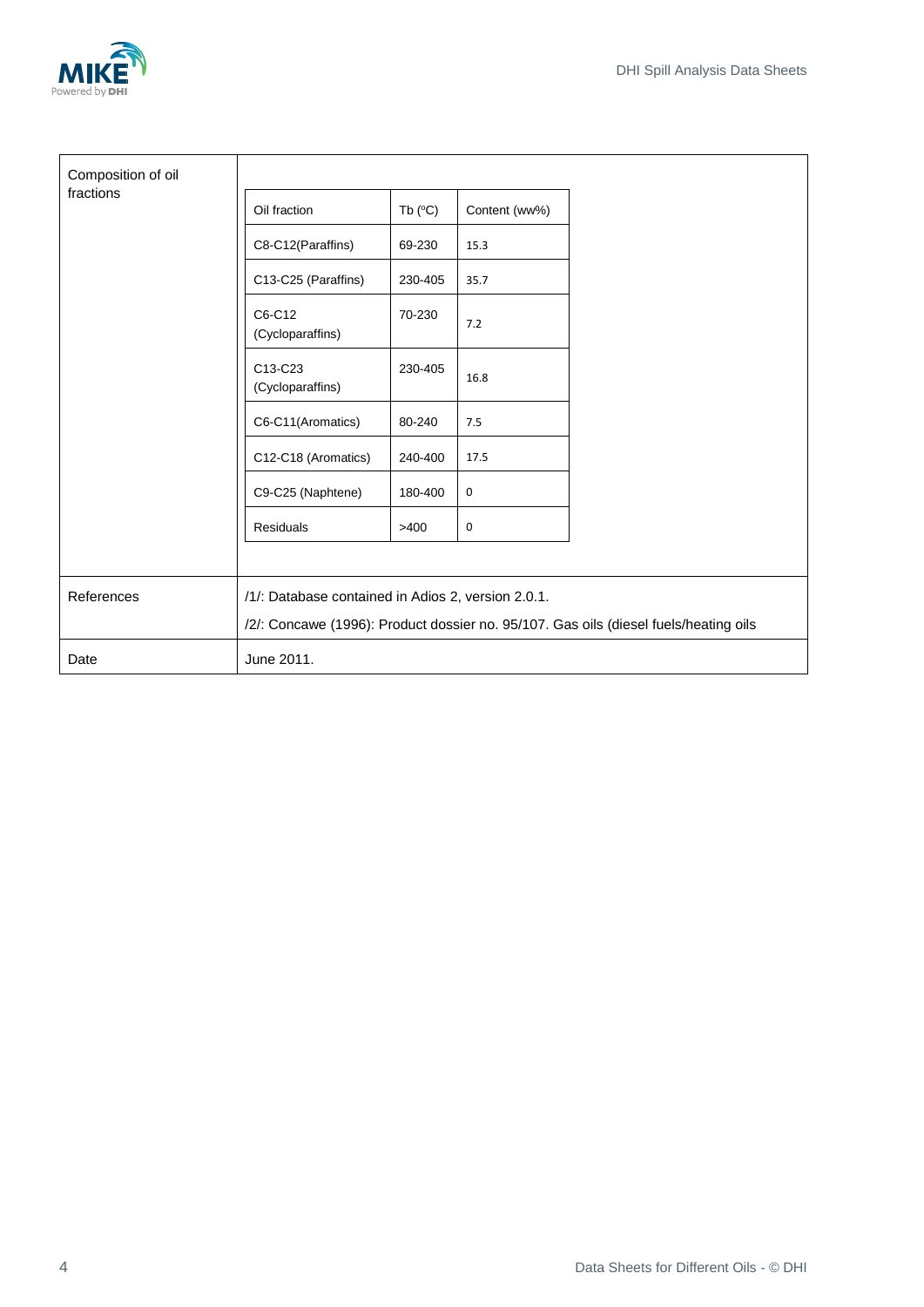| Composition of oil fractions | | | |
|---|---|---|---|
| | Oil fraction | Tb (°C) | Content (ww%) |
| | C8-C12(Paraffins) | 69-230 | 15.3 |
| | C13-C25 (Paraffins) | 230-405 | 35.7 |
| | C6-C12 (Cycloparaffins) | 70-230 | 7.2 |
| | C13-C23 (Cycloparaffins) | 230-405 | 16.8 |
| | C6-C11(Aromatics) | 80-240 | 7.5 |
| | C12-C18 (Aromatics) | 240-400 | 17.5 |
| | C9-C25 (Naphtene) | 180-400 | 0 |
| | Residuals | >400 | 0 |

| | |
|---|---|
| References | /1/: Database contained in Adios 2, version 2.0.1.<br>/2/: Concawe (1996): Product dossier no. 95/107. Gas oils (diesel fuels/heating oils |
| Date | June 2011. |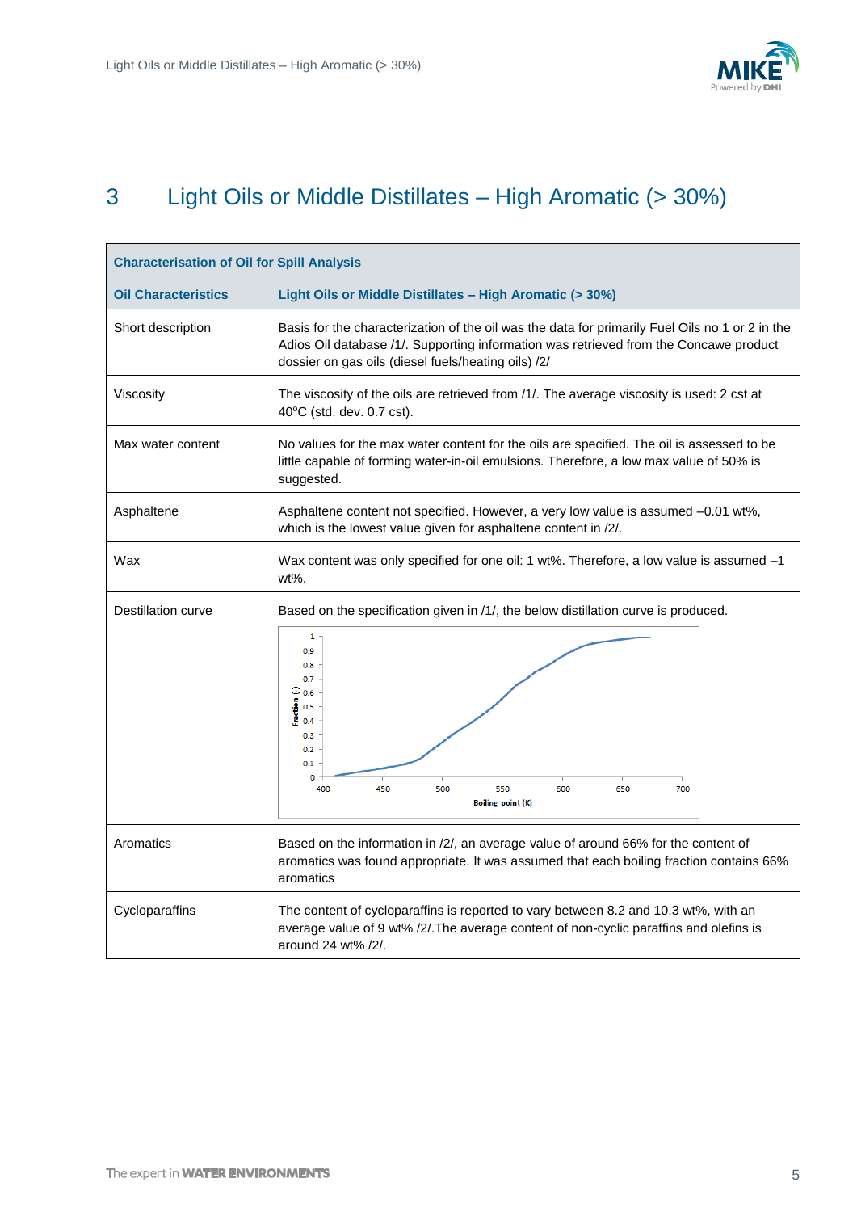# 3 Light Oils or Middle Distillates – High Aromatic (> 30%)

| Characterisation of Oil for Spill Analysis | |
|---|---|
| **Oil Characteristics** | **Light Oils or Middle Distillates – High Aromatic (> 30%)** |
| Short description | Basis for the characterization of the oil was the data for primarily Fuel Oils no 1 or 2 in the Adios Oil database /1/. Supporting information was retrieved from the Concawe product dossier on gas oils (diesel fuels/heating oils) /2/ |
| Viscosity | The viscosity of the oils are retrieved from /1/. The average viscosity is used: 2 cst at 40°C (std. dev. 0.7 cst). |
| Max water content | No values for the max water content for the oils are specified. The oil is assessed to be little capable of forming water-in-oil emulsions. Therefore, a low max value of 50% is suggested. |
| Asphaltene | Asphaltene content not specified. However, a very low value is assumed –0.01 wt%, which is the lowest value given for asphaltene content in /2/. |
| Wax | Wax content was only specified for one oil: 1 wt%. Therefore, a low value is assumed –1 wt%. |
| Destillation curve | Based on the specification given in /1/, the below distillation curve is produced. |
| Aromatics | Based on the information in /2/, an average value of around 66% for the content of aromatics was found appropriate. It was assumed that each boiling fraction contains 66% aromatics |
| Cycloparaffins | The content of cycloparaffins is reported to vary between 8.2 and 10.3 wt%, with an average value of 9 wt% /2/.The average content of non-cyclic paraffins and olefins is around 24 wt% /2/. |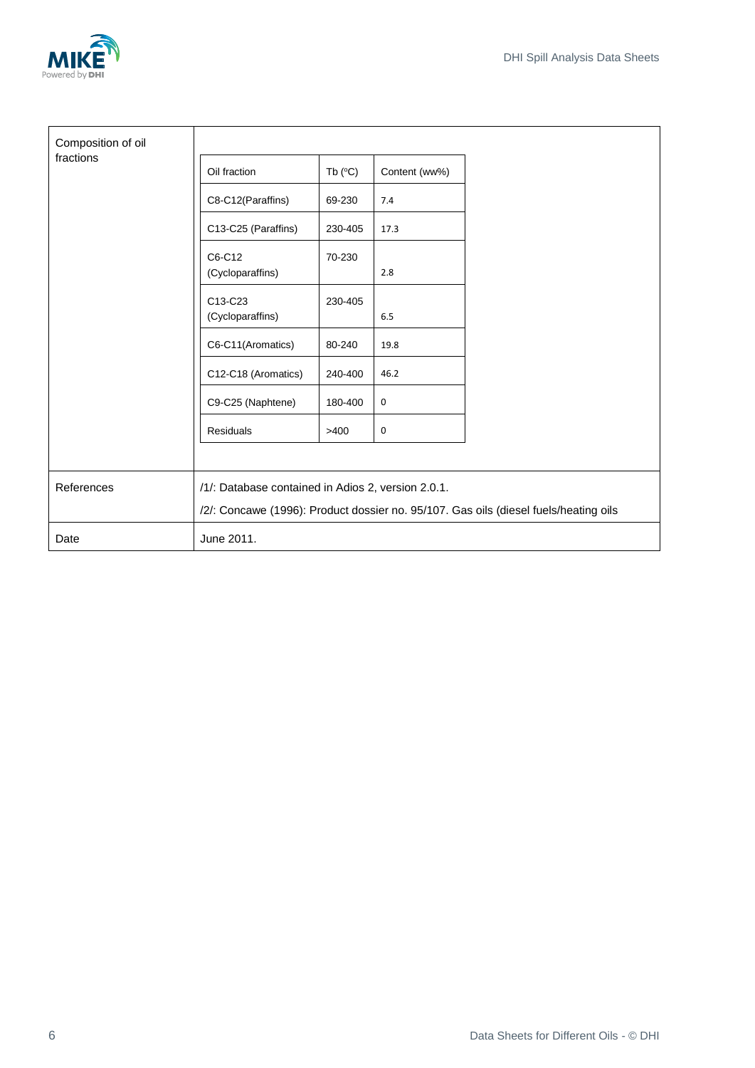| Composition of oil fractions | | | |
|---|---|---|---|
| | Oil fraction | Tb (ºC) | Content (ww%) |
| | C8-C12(Paraffins) | 69-230 | 7.4 |
| | C13-C25 (Paraffins) | 230-405 | 17.3 |
| | C6-C12 (Cycloparaffins) | 70-230 | 2.8 |
| | C13-C23 (Cycloparaffins) | 230-405 | 6.5 |
| | C6-C11(Aromatics) | 80-240 | 19.8 |
| | C12-C18 (Aromatics) | 240-400 | 46.2 |
| | C9-C25 (Naphtene) | 180-400 | 0 |
| | Residuals | >400 | 0 |
| References | /1/: Database contained in Adios 2, version 2.0.1.<br>/2/: Concawe (1996): Product dossier no. 95/107. Gas oils (diesel fuels/heating oils | | |
| Date | June 2011. | | |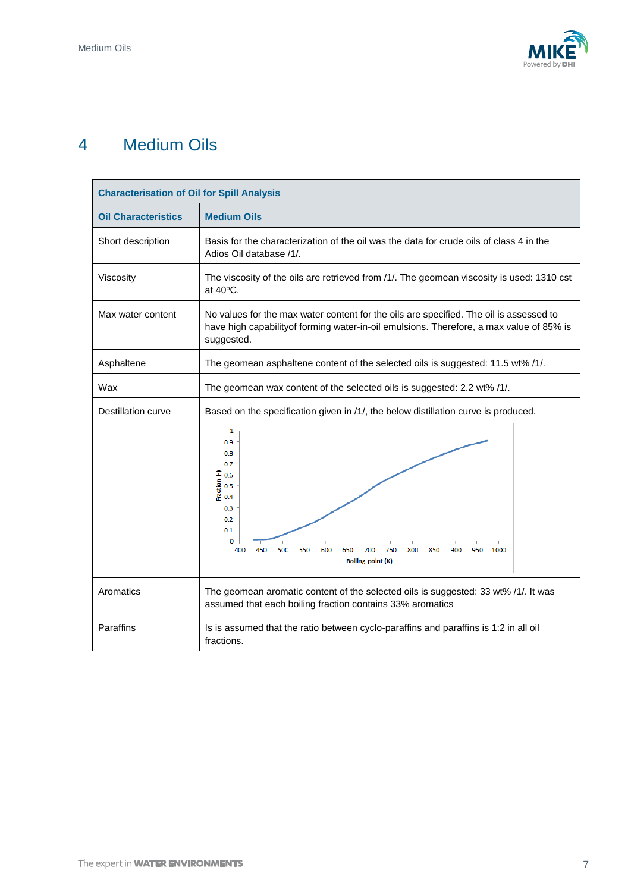# 4 Medium Oils

| Characterisation of Oil for Spill Analysis | |
|---|---|
| **Oil Characteristics** | **Medium Oils** |
| Short description | Basis for the characterization of the oil was the data for crude oils of class 4 in the Adios Oil database /1/. |
| Viscosity | The viscosity of the oils are retrieved from /1/. The geomean viscosity is used: 1310 cst at 40ºC. |
| Max water content | No values for the max water content for the oils are specified. The oil is assessed to have high capabilityof forming water-in-oil emulsions. Therefore, a max value of 85% is suggested. |
| Asphaltene | The geomean asphaltene content of the selected oils is suggested: 11.5 wt% /1/. |
| Wax | The geomean wax content of the selected oils is suggested: 2.2 wt% /1/. |
| Destillation curve | Based on the specification given in /1/, the below distillation curve is produced. |
| Aromatics | The geomean aromatic content of the selected oils is suggested: 33 wt% /1/. It was assumed that each boiling fraction contains 33% aromatics |
| Paraffins | Is is assumed that the ratio between cyclo-paraffins and paraffins is 1:2 in all oil fractions. |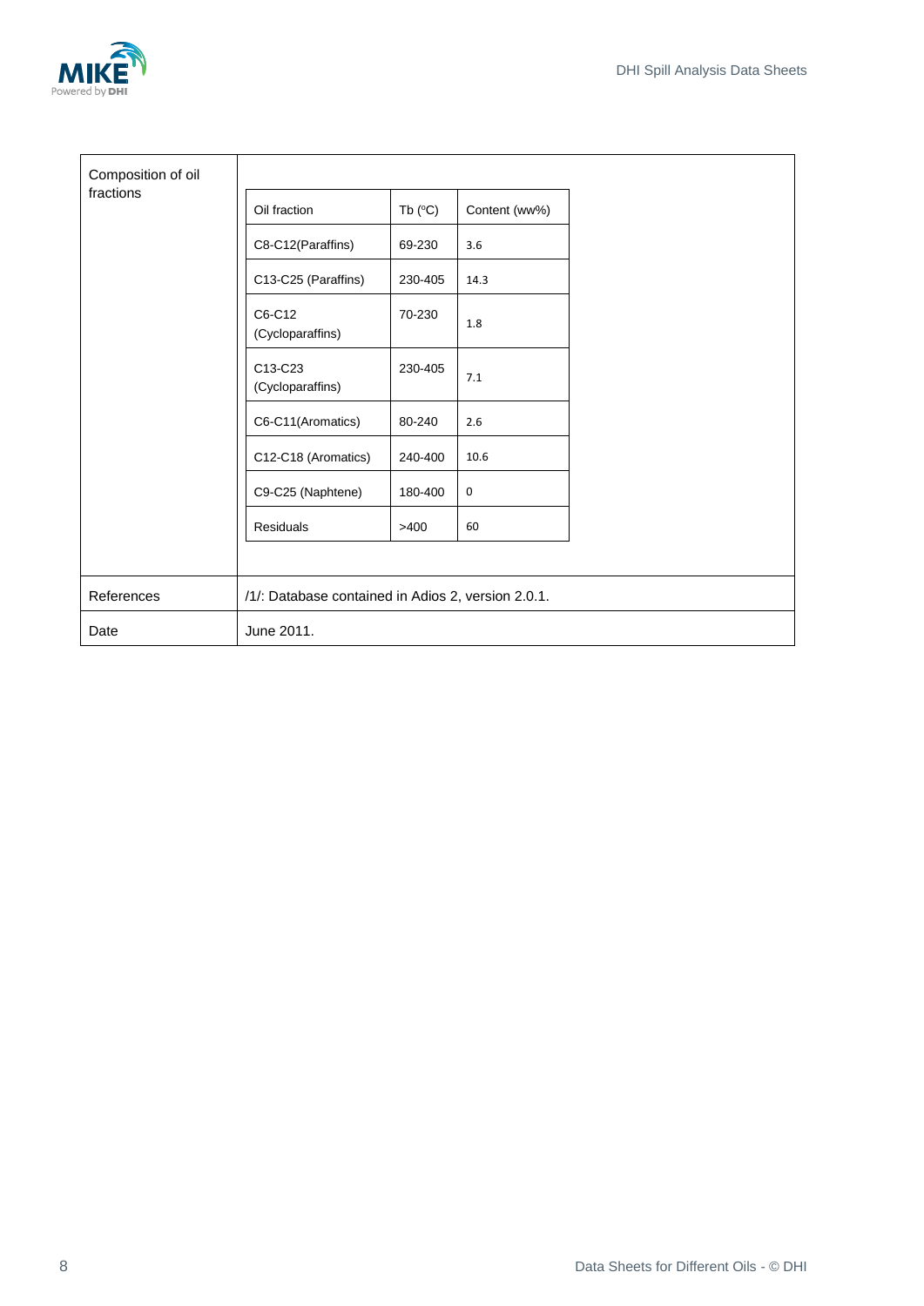| Composition of oil fractions | |
|---|---|
| | |

| Oil fraction | Tb (°C) | Content (ww%) |
|---|---|---|
| C8-C12(Paraffins) | 69-230 | 3.6 |
| C13-C25 (Paraffins) | 230-405 | 14.3 |
| C6-C12 (Cycloparaffins) | 70-230 | 1.8 |
| C13-C23 (Cycloparaffins) | 230-405 | 7.1 |
| C6-C11(Aromatics) | 80-240 | 2.6 |
| C12-C18 (Aromatics) | 240-400 | 10.6 |
| C9-C25 (Naphtene) | 180-400 | 0 |
| Residuals | >400 | 60 |

| | |
|---|---|
| References | /1/: Database contained in Adios 2, version 2.0.1. |
| Date | June 2011. |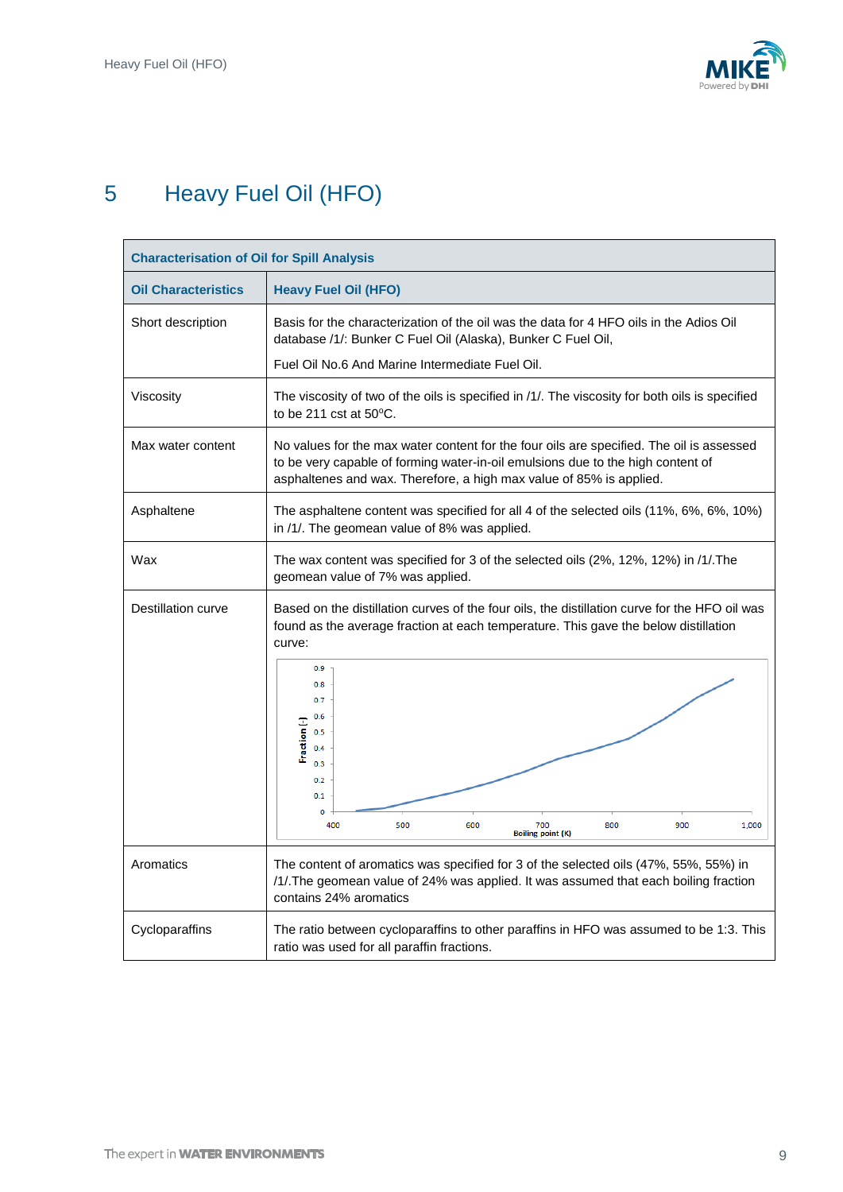# 5 Heavy Fuel Oil (HFO)

| Characterisation of Oil for Spill Analysis | |
|---|---|
| **Oil Characteristics** | **Heavy Fuel Oil (HFO)** |
| Short description | Basis for the characterization of the oil was the data for 4 HFO oils in the Adios Oil database /1/: Bunker C Fuel Oil (Alaska), Bunker C Fuel Oil,<br><br>Fuel Oil No.6 And Marine Intermediate Fuel Oil. |
| Viscosity | The viscosity of two of the oils is specified in /1/. The viscosity for both oils is specified to be 211 cst at 50$^{o}$C. |
| Max water content | No values for the max water content for the four oils are specified. The oil is assessed to be very capable of forming water-in-oil emulsions due to the high content of asphaltenes and wax. Therefore, a high max value of 85% is applied. |
| Asphaltene | The asphaltene content was specified for all 4 of the selected oils (11%, 6%, 6%, 10%) in /1/. The geomean value of 8% was applied. |
| Wax | The wax content was specified for 3 of the selected oils (2%, 12%, 12%) in /1/.The geomean value of 7% was applied. |
| Destillation curve | Based on the distillation curves of the four oils, the distillation curve for the HFO oil was found as the average fraction at each temperature. This gave the below distillation curve: |
| Aromatics | The content of aromatics was specified for 3 of the selected oils (47%, 55%, 55%) in /1/.The geomean value of 24% was applied. It was assumed that each boiling fraction contains 24% aromatics |
| Cycloparaffins | The ratio between cycloparaffins to other paraffins in HFO was assumed to be 1:3. This ratio was used for all paraffin fractions. |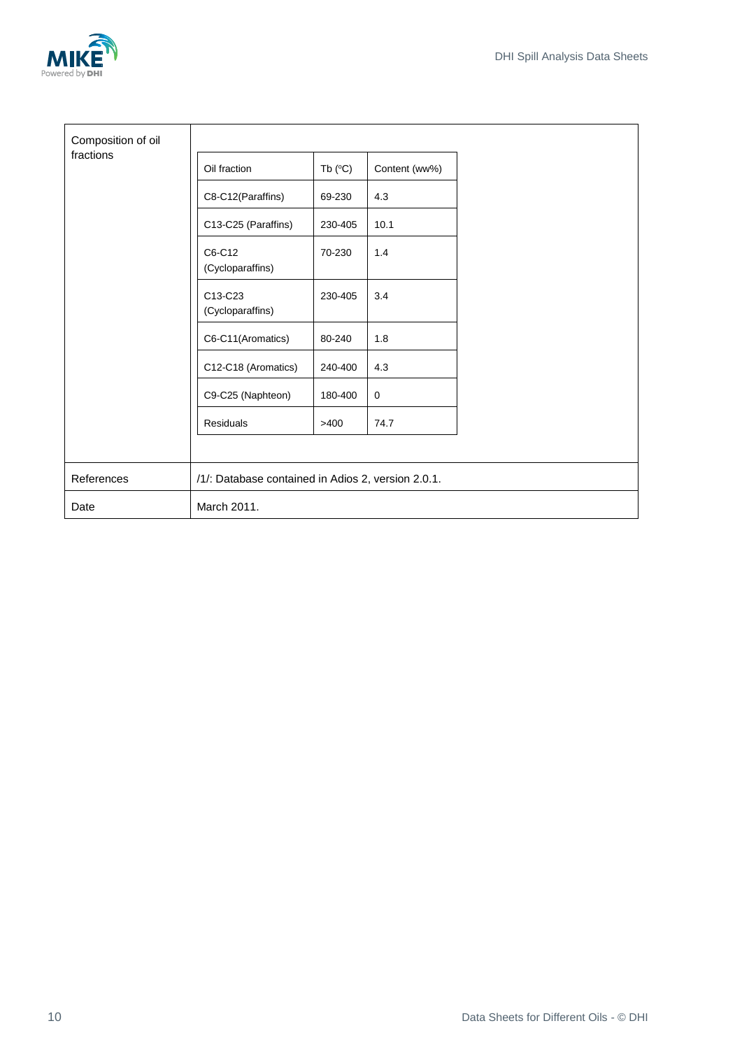| | |
|---|---|
| Composition of oil fractions | <table><tr><td>Oil fraction</td><td>Tb (°C)</td><td>Content (ww%)</td></tr><tr><td>C8-C12(Paraffins)</td><td>69-230</td><td>4.3</td></tr><tr><td>C13-C25 (Paraffins)</td><td>230-405</td><td>10.1</td></tr><tr><td>C6-C12 (Cycloparaffins)</td><td>70-230</td><td>1.4</td></tr><tr><td>C13-C23 (Cycloparaffins)</td><td>230-405</td><td>3.4</td></tr><tr><td>C6-C11(Aromatics)</td><td>80-240</td><td>1.8</td></tr><tr><td>C12-C18 (Aromatics)</td><td>240-400</td><td>4.3</td></tr><tr><td>C9-C25 (Naphteon)</td><td>180-400</td><td>0</td></tr><tr><td>Residuals</td><td>>400</td><td>74.7</td></tr></table> |
| References | /1/: Database contained in Adios 2, version 2.0.1. |
| Date | March 2011. |